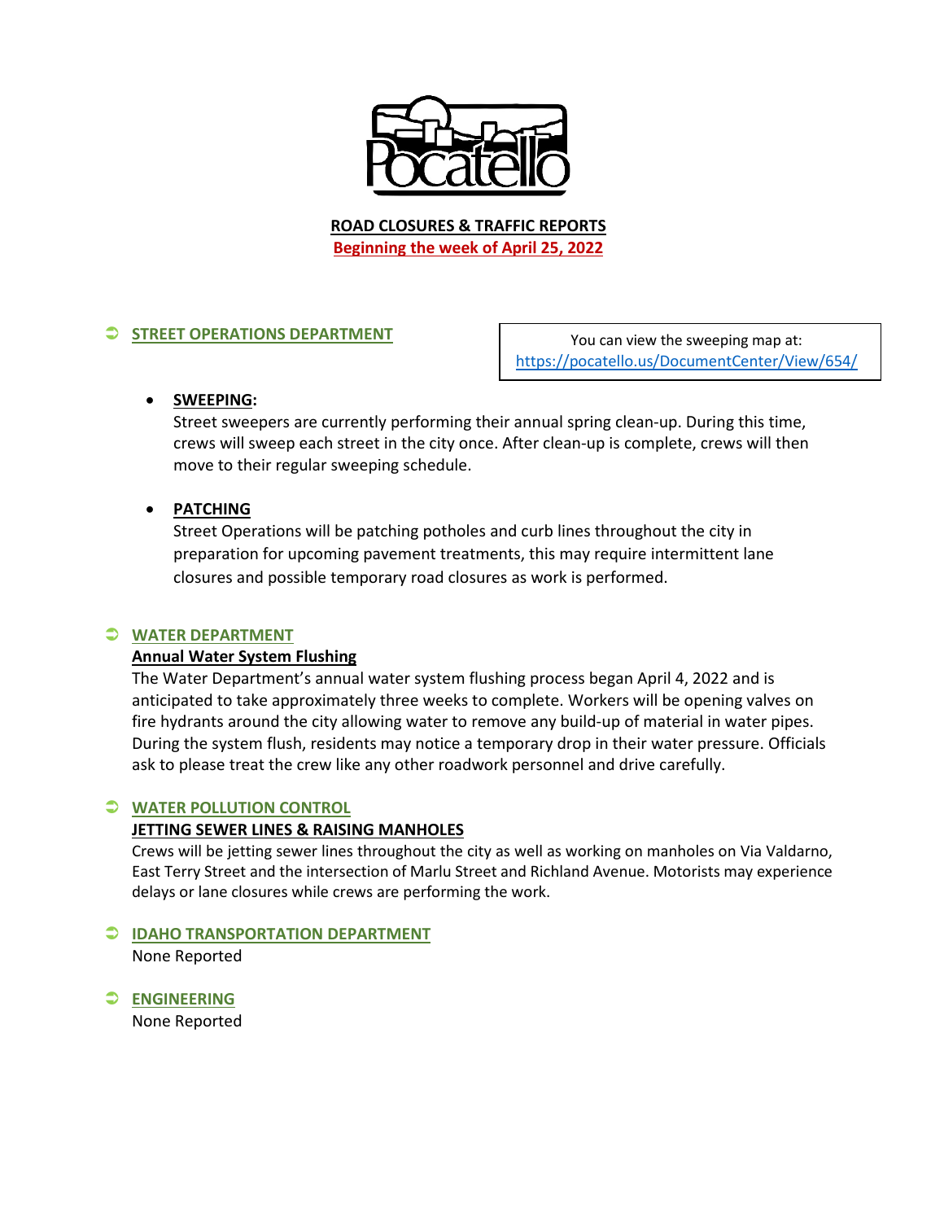# ROAD CLOSURES & TRAFFIC REPORTS

**Beginning the week of April 25, 2022**

## STREET OPERATIONS DEPARTMENT

You can view the sweeping map at: https://pocatello.us/DocumentCenter/View/654/

- **SWEEPING:**
  Street sweepers are currently performing their annual spring clean-up. During this time, crews will sweep each street in the city once. After clean-up is complete, crews will then move to their regular sweeping schedule.

- **PATCHING**
  Street Operations will be patching potholes and curb lines throughout the city in preparation for upcoming pavement treatments, this may require intermittent lane closures and possible temporary road closures as work is performed.

## WATER DEPARTMENT

**Annual Water System Flushing**

The Water Department's annual water system flushing process began April 4, 2022 and is anticipated to take approximately three weeks to complete. Workers will be opening valves on fire hydrants around the city allowing water to remove any build-up of material in water pipes. During the system flush, residents may notice a temporary drop in their water pressure. Officials ask to please treat the crew like any other roadwork personnel and drive carefully.

## WATER POLLUTION CONTROL

**JETTING SEWER LINES & RAISING MANHOLES**

Crews will be jetting sewer lines throughout the city as well as working on manholes on Via Valdarno, East Terry Street and the intersection of Marlu Street and Richland Avenue. Motorists may experience delays or lane closures while crews are performing the work.

## IDAHO TRANSPORTATION DEPARTMENT

None Reported

## ENGINEERING

None Reported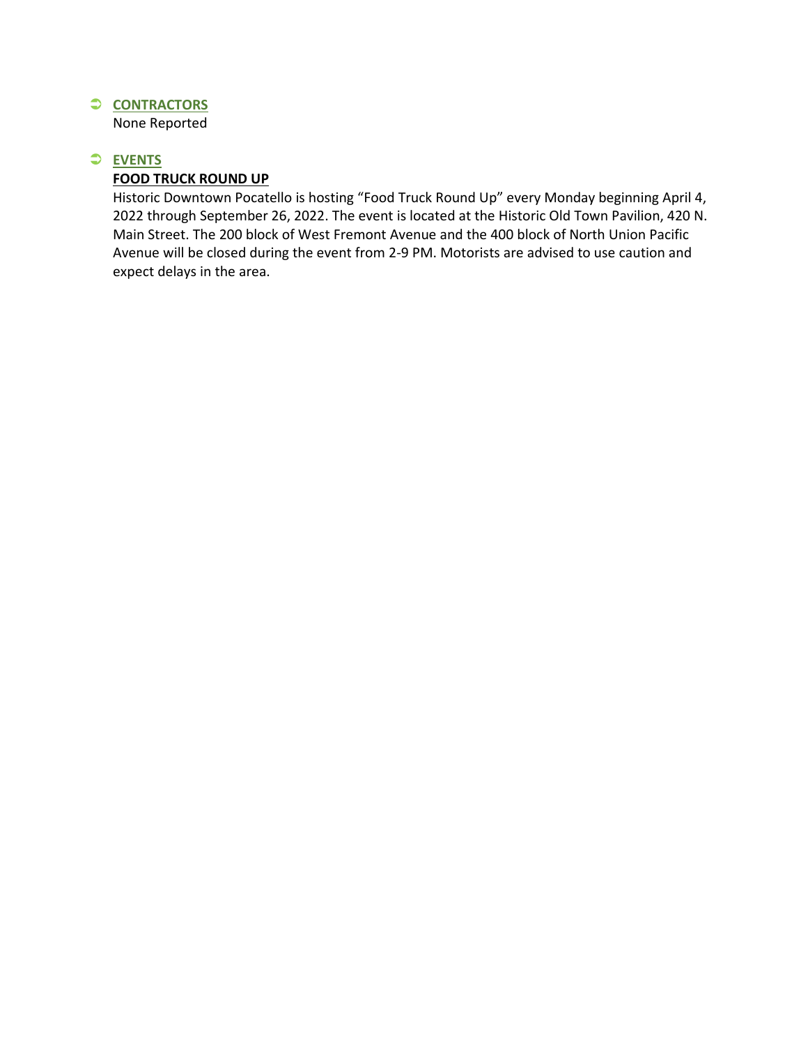## CONTRACTORS

None Reported

## EVENTS

### FOOD TRUCK ROUND UP

Historic Downtown Pocatello is hosting "Food Truck Round Up" every Monday beginning April 4, 2022 through September 26, 2022. The event is located at the Historic Old Town Pavilion, 420 N. Main Street. The 200 block of West Fremont Avenue and the 400 block of North Union Pacific Avenue will be closed during the event from 2-9 PM. Motorists are advised to use caution and expect delays in the area.